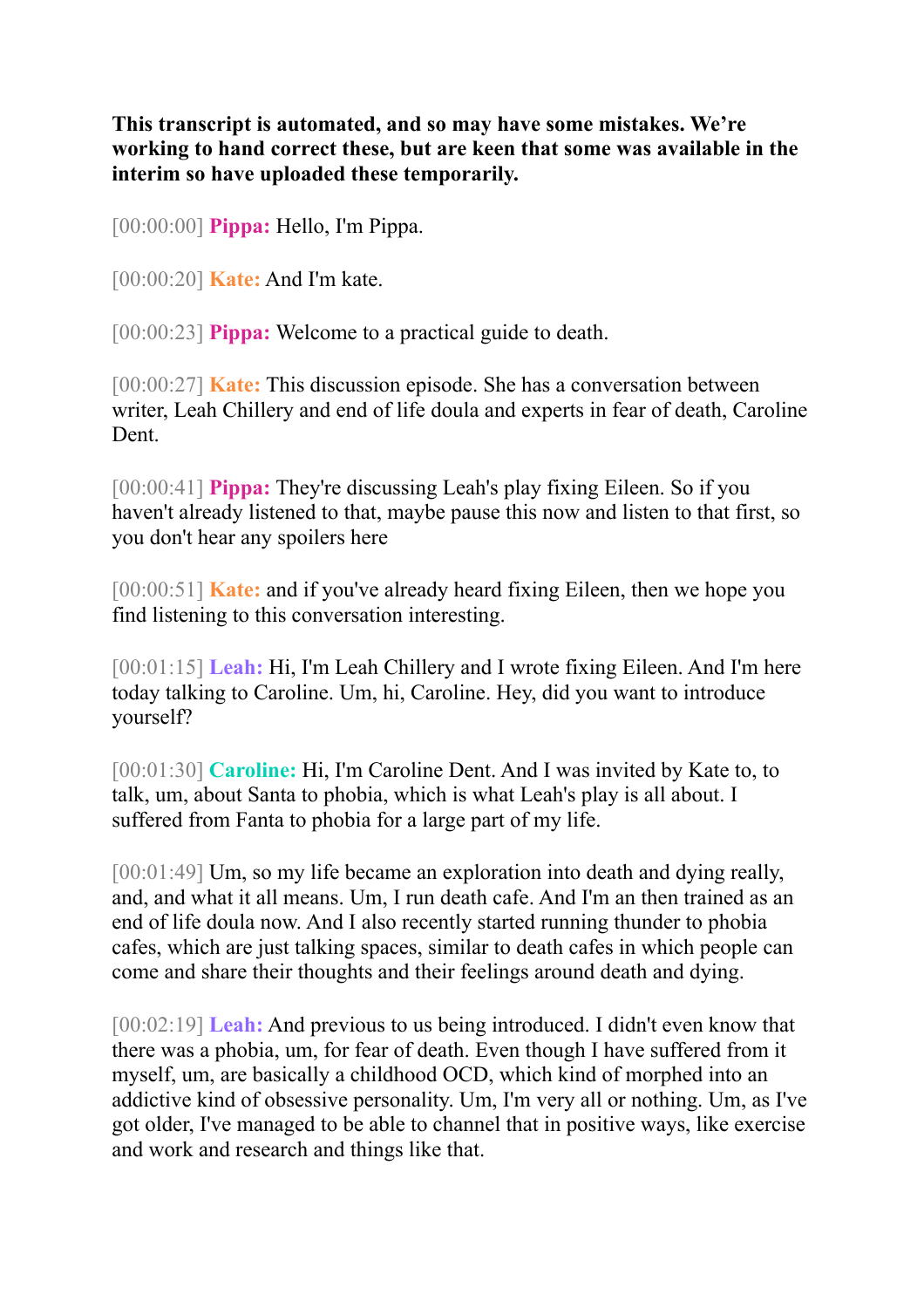**This transcript is automated, and so may have some mistakes. We're working to hand correct these, but are keen that some was available in the interim so have uploaded these temporarily.**

[00:00:00] **Pippa:** Hello, I'm Pippa.

[00:00:20] **Kate:** And I'm kate.

[00:00:23] **Pippa:** Welcome to a practical guide to death.

[00:00:27] **Kate:** This discussion episode. She has a conversation between writer, Leah Chillery and end of life doula and experts in fear of death, Caroline Dent.

[00:00:41] **Pippa:** They're discussing Leah's play fixing Eileen. So if you haven't already listened to that, maybe pause this now and listen to that first, so you don't hear any spoilers here

[00:00:51] **Kate:** and if you've already heard fixing Eileen, then we hope you find listening to this conversation interesting.

[00:01:15] **Leah:** Hi, I'm Leah Chillery and I wrote fixing Eileen. And I'm here today talking to Caroline. Um, hi, Caroline. Hey, did you want to introduce yourself?

[00:01:30] **Caroline:** Hi, I'm Caroline Dent. And I was invited by Kate to, to talk, um, about Santa to phobia, which is what Leah's play is all about. I suffered from Fanta to phobia for a large part of my life.

[00:01:49] Um, so my life became an exploration into death and dying really, and, and what it all means. Um, I run death cafe. And I'm an then trained as an end of life doula now. And I also recently started running thunder to phobia cafes, which are just talking spaces, similar to death cafes in which people can come and share their thoughts and their feelings around death and dying.

[00:02:19] **Leah:** And previous to us being introduced. I didn't even know that there was a phobia, um, for fear of death. Even though I have suffered from it myself, um, are basically a childhood OCD, which kind of morphed into an addictive kind of obsessive personality. Um, I'm very all or nothing. Um, as I've got older, I've managed to be able to channel that in positive ways, like exercise and work and research and things like that.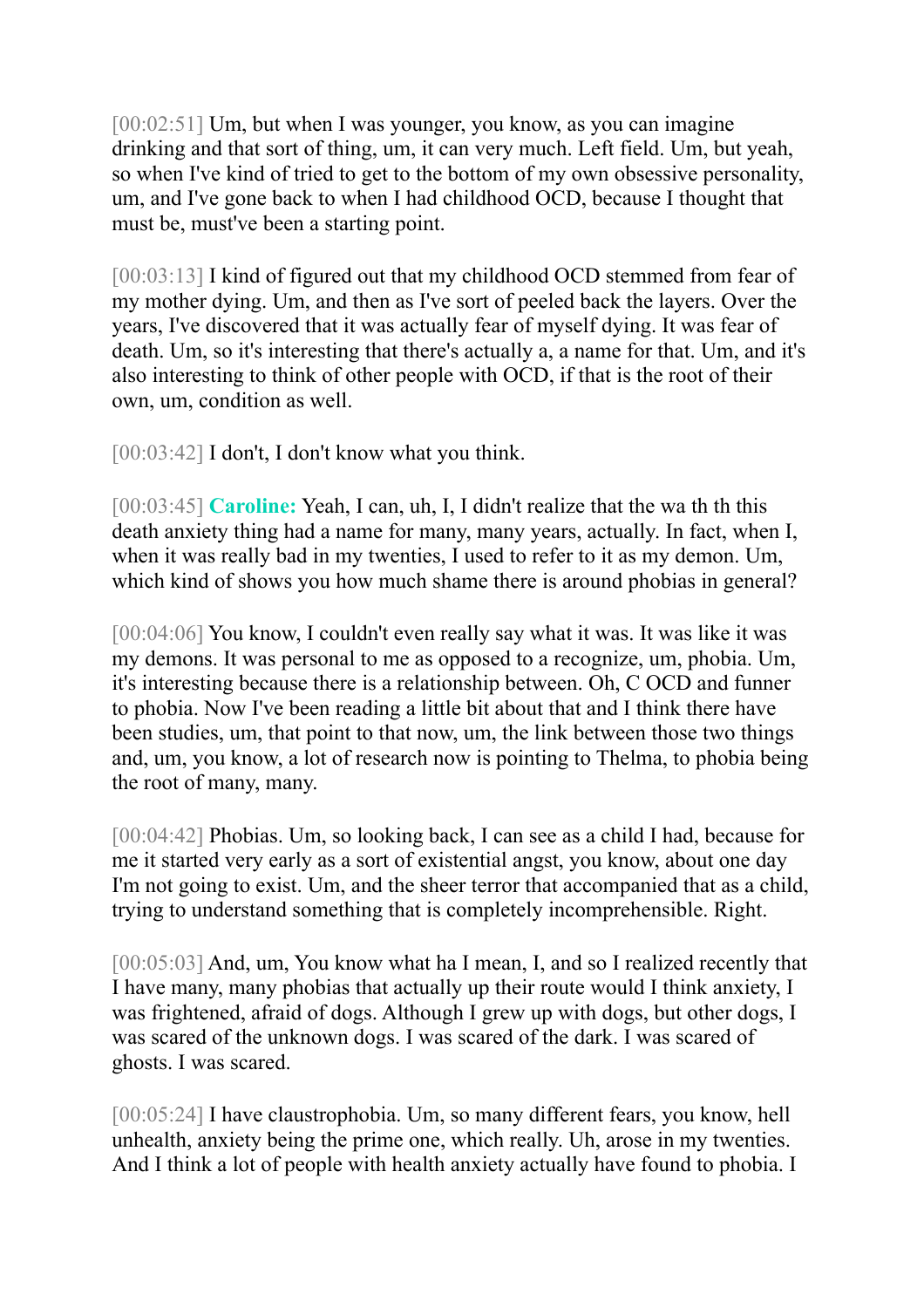[00:02:51] Um, but when I was younger, you know, as you can imagine drinking and that sort of thing, um, it can very much. Left field. Um, but yeah, so when I've kind of tried to get to the bottom of my own obsessive personality, um, and I've gone back to when I had childhood OCD, because I thought that must be, must've been a starting point.

[00:03:13] I kind of figured out that my childhood OCD stemmed from fear of my mother dying. Um, and then as I've sort of peeled back the layers. Over the years, I've discovered that it was actually fear of myself dying. It was fear of death. Um, so it's interesting that there's actually a, a name for that. Um, and it's also interesting to think of other people with OCD, if that is the root of their own, um, condition as well.

[00:03:42] I don't, I don't know what you think.

[00:03:45] **Caroline:** Yeah, I can, uh, I, I didn't realize that the wa th th this death anxiety thing had a name for many, many years, actually. In fact, when I, when it was really bad in my twenties, I used to refer to it as my demon. Um, which kind of shows you how much shame there is around phobias in general?

[00:04:06] You know, I couldn't even really say what it was. It was like it was my demons. It was personal to me as opposed to a recognize, um, phobia. Um, it's interesting because there is a relationship between. Oh, C OCD and funner to phobia. Now I've been reading a little bit about that and I think there have been studies, um, that point to that now, um, the link between those two things and, um, you know, a lot of research now is pointing to Thelma, to phobia being the root of many, many.

[00:04:42] Phobias. Um, so looking back, I can see as a child I had, because for me it started very early as a sort of existential angst, you know, about one day I'm not going to exist. Um, and the sheer terror that accompanied that as a child, trying to understand something that is completely incomprehensible. Right.

[00:05:03] And, um, You know what ha I mean, I, and so I realized recently that I have many, many phobias that actually up their route would I think anxiety, I was frightened, afraid of dogs. Although I grew up with dogs, but other dogs, I was scared of the unknown dogs. I was scared of the dark. I was scared of ghosts. I was scared.

[00:05:24] I have claustrophobia. Um, so many different fears, you know, hell unhealth, anxiety being the prime one, which really. Uh, arose in my twenties. And I think a lot of people with health anxiety actually have found to phobia. I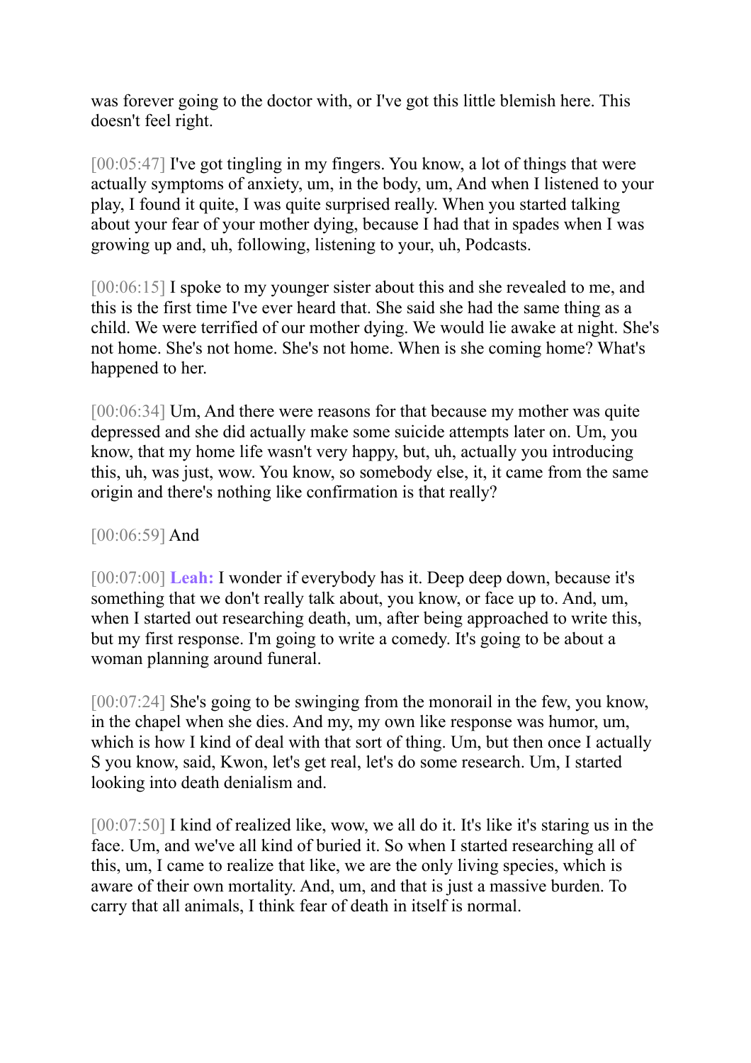was forever going to the doctor with, or I've got this little blemish here. This doesn't feel right.

[00:05:47] I've got tingling in my fingers. You know, a lot of things that were actually symptoms of anxiety, um, in the body, um, And when I listened to your play, I found it quite, I was quite surprised really. When you started talking about your fear of your mother dying, because I had that in spades when I was growing up and, uh, following, listening to your, uh, Podcasts.

[00:06:15] I spoke to my younger sister about this and she revealed to me, and this is the first time I've ever heard that. She said she had the same thing as a child. We were terrified of our mother dying. We would lie awake at night. She's not home. She's not home. She's not home. When is she coming home? What's happened to her.

[00:06:34] Um, And there were reasons for that because my mother was quite depressed and she did actually make some suicide attempts later on. Um, you know, that my home life wasn't very happy, but, uh, actually you introducing this, uh, was just, wow. You know, so somebody else, it, it came from the same origin and there's nothing like confirmation is that really?

[00:06:59] And

[00:07:00] **Leah:** I wonder if everybody has it. Deep deep down, because it's something that we don't really talk about, you know, or face up to. And, um, when I started out researching death, um, after being approached to write this, but my first response. I'm going to write a comedy. It's going to be about a woman planning around funeral.

[00:07:24] She's going to be swinging from the monorail in the few, you know, in the chapel when she dies. And my, my own like response was humor, um, which is how I kind of deal with that sort of thing. Um, but then once I actually S you know, said, Kwon, let's get real, let's do some research. Um, I started looking into death denialism and.

[00:07:50] I kind of realized like, wow, we all do it. It's like it's staring us in the face. Um, and we've all kind of buried it. So when I started researching all of this, um, I came to realize that like, we are the only living species, which is aware of their own mortality. And, um, and that is just a massive burden. To carry that all animals, I think fear of death in itself is normal.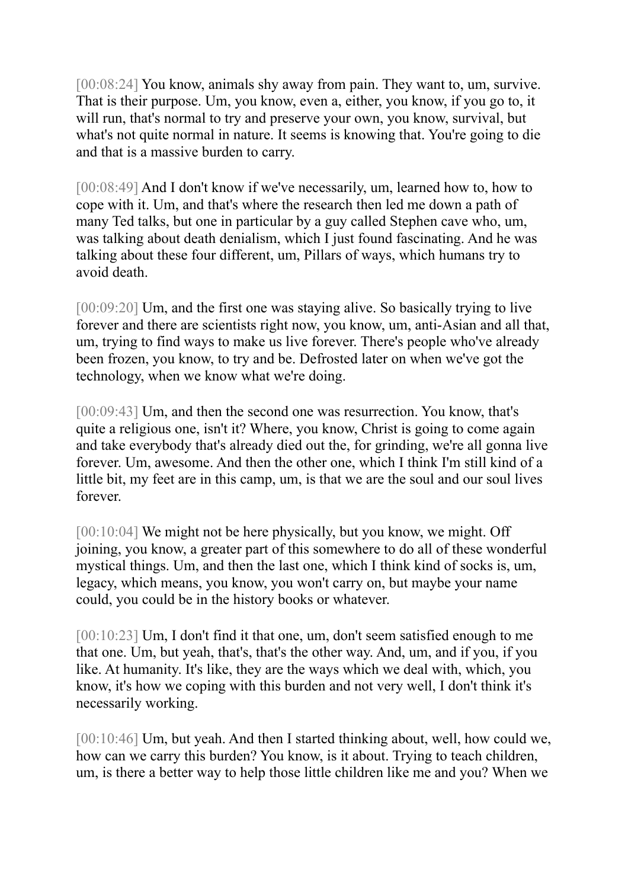[00:08:24] You know, animals shy away from pain. They want to, um, survive. That is their purpose. Um, you know, even a, either, you know, if you go to, it will run, that's normal to try and preserve your own, you know, survival, but what's not quite normal in nature. It seems is knowing that. You're going to die and that is a massive burden to carry.

[00:08:49] And I don't know if we've necessarily, um, learned how to, how to cope with it. Um, and that's where the research then led me down a path of many Ted talks, but one in particular by a guy called Stephen cave who, um, was talking about death denialism, which I just found fascinating. And he was talking about these four different, um, Pillars of ways, which humans try to avoid death.

[00:09:20] Um, and the first one was staying alive. So basically trying to live forever and there are scientists right now, you know, um, anti-Asian and all that, um, trying to find ways to make us live forever. There's people who've already been frozen, you know, to try and be. Defrosted later on when we've got the technology, when we know what we're doing.

[00:09:43] Um, and then the second one was resurrection. You know, that's quite a religious one, isn't it? Where, you know, Christ is going to come again and take everybody that's already died out the, for grinding, we're all gonna live forever. Um, awesome. And then the other one, which I think I'm still kind of a little bit, my feet are in this camp, um, is that we are the soul and our soul lives forever.

[00:10:04] We might not be here physically, but you know, we might. Off joining, you know, a greater part of this somewhere to do all of these wonderful mystical things. Um, and then the last one, which I think kind of socks is, um, legacy, which means, you know, you won't carry on, but maybe your name could, you could be in the history books or whatever.

[00:10:23] Um, I don't find it that one, um, don't seem satisfied enough to me that one. Um, but yeah, that's, that's the other way. And, um, and if you, if you like. At humanity. It's like, they are the ways which we deal with, which, you know, it's how we coping with this burden and not very well, I don't think it's necessarily working.

[00:10:46] Um, but yeah. And then I started thinking about, well, how could we, how can we carry this burden? You know, is it about. Trying to teach children, um, is there a better way to help those little children like me and you? When we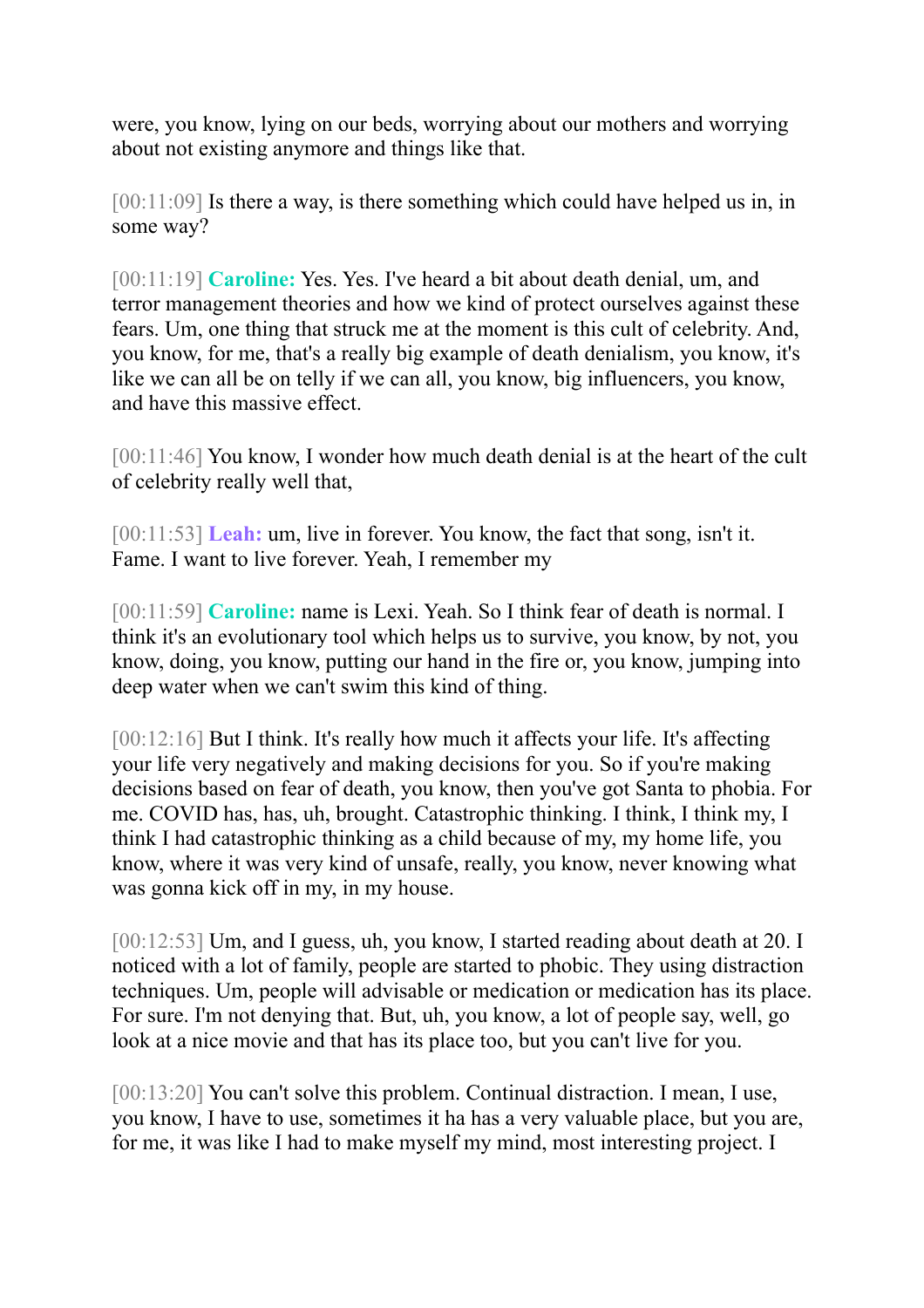were, you know, lying on our beds, worrying about our mothers and worrying about not existing anymore and things like that.

[00:11:09] Is there a way, is there something which could have helped us in, in some way?

[00:11:19] **Caroline:** Yes. Yes. I've heard a bit about death denial, um, and terror management theories and how we kind of protect ourselves against these fears. Um, one thing that struck me at the moment is this cult of celebrity. And, you know, for me, that's a really big example of death denialism, you know, it's like we can all be on telly if we can all, you know, big influencers, you know, and have this massive effect.

[00:11:46] You know, I wonder how much death denial is at the heart of the cult of celebrity really well that,

[00:11:53] **Leah:** um, live in forever. You know, the fact that song, isn't it. Fame. I want to live forever. Yeah, I remember my

[00:11:59] **Caroline:** name is Lexi. Yeah. So I think fear of death is normal. I think it's an evolutionary tool which helps us to survive, you know, by not, you know, doing, you know, putting our hand in the fire or, you know, jumping into deep water when we can't swim this kind of thing.

[00:12:16] But I think. It's really how much it affects your life. It's affecting your life very negatively and making decisions for you. So if you're making decisions based on fear of death, you know, then you've got Santa to phobia. For me. COVID has, has, uh, brought. Catastrophic thinking. I think, I think my, I think I had catastrophic thinking as a child because of my, my home life, you know, where it was very kind of unsafe, really, you know, never knowing what was gonna kick off in my, in my house.

[00:12:53] Um, and I guess, uh, you know, I started reading about death at 20. I noticed with a lot of family, people are started to phobic. They using distraction techniques. Um, people will advisable or medication or medication has its place. For sure. I'm not denying that. But, uh, you know, a lot of people say, well, go look at a nice movie and that has its place too, but you can't live for you.

[00:13:20] You can't solve this problem. Continual distraction. I mean, I use, you know, I have to use, sometimes it ha has a very valuable place, but you are, for me, it was like I had to make myself my mind, most interesting project. I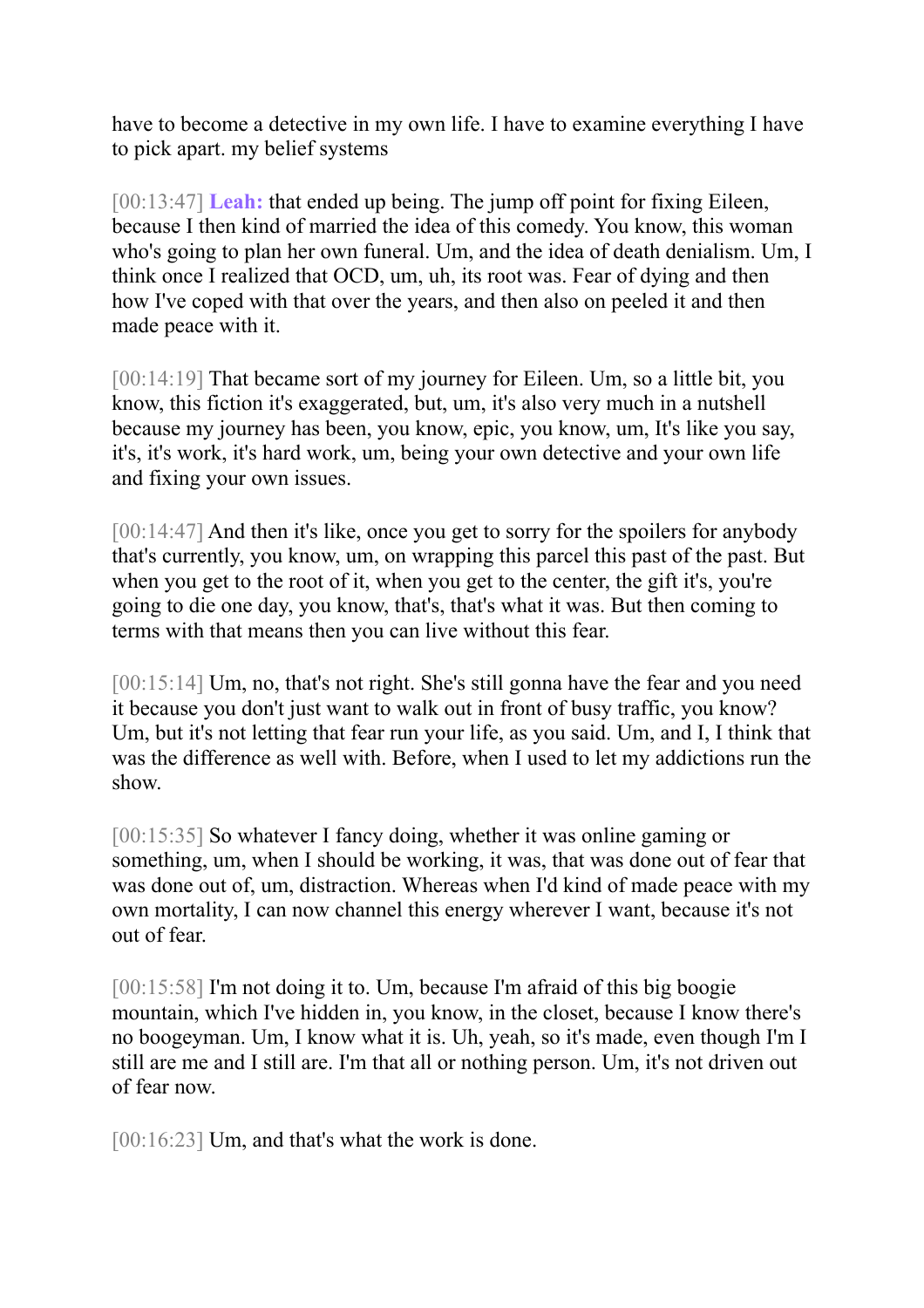have to become a detective in my own life. I have to examine everything I have to pick apart. my belief systems

[00:13:47] **Leah:** that ended up being. The jump off point for fixing Eileen, because I then kind of married the idea of this comedy. You know, this woman who's going to plan her own funeral. Um, and the idea of death denialism. Um, I think once I realized that OCD, um, uh, its root was. Fear of dying and then how I've coped with that over the years, and then also on peeled it and then made peace with it.

[00:14:19] That became sort of my journey for Eileen. Um, so a little bit, you know, this fiction it's exaggerated, but, um, it's also very much in a nutshell because my journey has been, you know, epic, you know, um, It's like you say, it's, it's work, it's hard work, um, being your own detective and your own life and fixing your own issues.

[00:14:47] And then it's like, once you get to sorry for the spoilers for anybody that's currently, you know, um, on wrapping this parcel this past of the past. But when you get to the root of it, when you get to the center, the gift it's, you're going to die one day, you know, that's, that's what it was. But then coming to terms with that means then you can live without this fear.

[00:15:14] Um, no, that's not right. She's still gonna have the fear and you need it because you don't just want to walk out in front of busy traffic, you know? Um, but it's not letting that fear run your life, as you said. Um, and I, I think that was the difference as well with. Before, when I used to let my addictions run the show.

[00:15:35] So whatever I fancy doing, whether it was online gaming or something, um, when I should be working, it was, that was done out of fear that was done out of, um, distraction. Whereas when I'd kind of made peace with my own mortality, I can now channel this energy wherever I want, because it's not out of fear.

[00:15:58] I'm not doing it to. Um, because I'm afraid of this big boogie mountain, which I've hidden in, you know, in the closet, because I know there's no boogeyman. Um, I know what it is. Uh, yeah, so it's made, even though I'm I still are me and I still are. I'm that all or nothing person. Um, it's not driven out of fear now.

[00:16:23] Um, and that's what the work is done.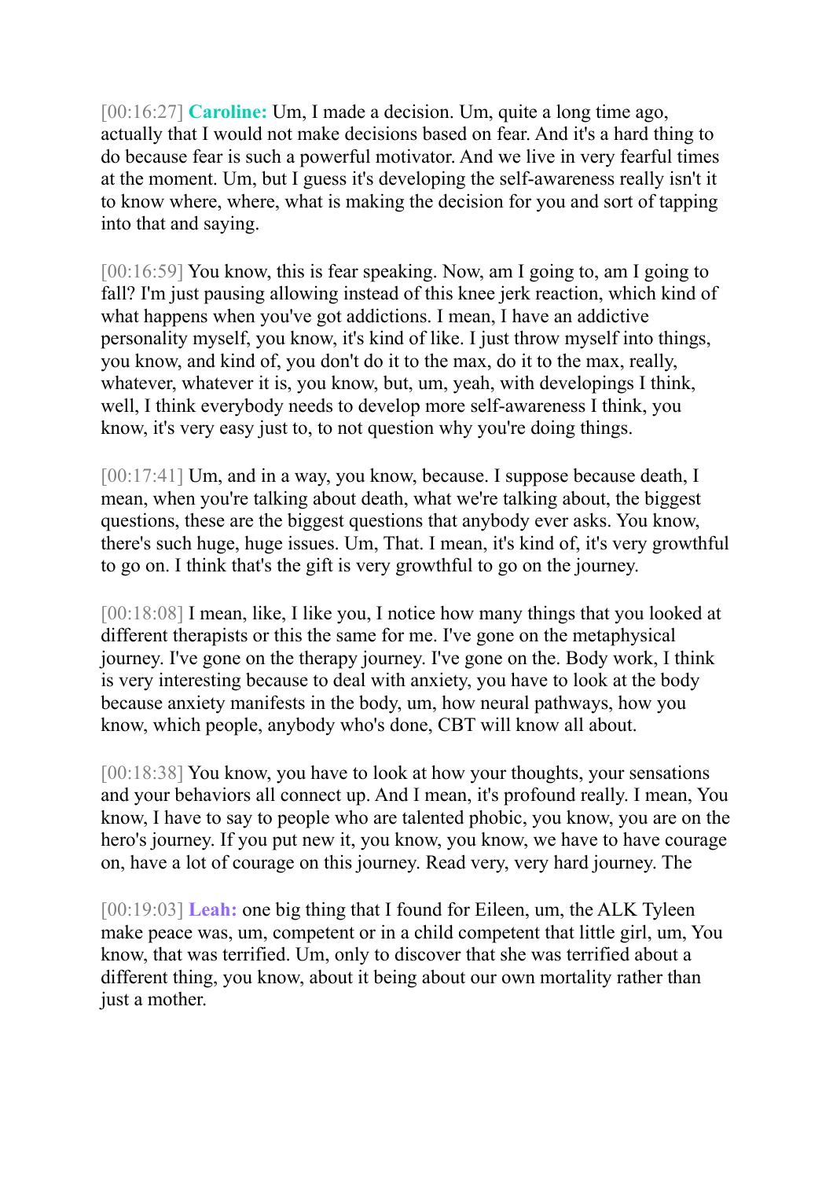[00:16:27] **Caroline:** Um, I made a decision. Um, quite a long time ago, actually that I would not make decisions based on fear. And it's a hard thing to do because fear is such a powerful motivator. And we live in very fearful times at the moment. Um, but I guess it's developing the self-awareness really isn't it to know where, where, what is making the decision for you and sort of tapping into that and saying.

[00:16:59] You know, this is fear speaking. Now, am I going to, am I going to fall? I'm just pausing allowing instead of this knee jerk reaction, which kind of what happens when you've got addictions. I mean, I have an addictive personality myself, you know, it's kind of like. I just throw myself into things, you know, and kind of, you don't do it to the max, do it to the max, really, whatever, whatever it is, you know, but, um, yeah, with developings I think, well, I think everybody needs to develop more self-awareness I think, you know, it's very easy just to, to not question why you're doing things.

[00:17:41] Um, and in a way, you know, because. I suppose because death, I mean, when you're talking about death, what we're talking about, the biggest questions, these are the biggest questions that anybody ever asks. You know, there's such huge, huge issues. Um, That. I mean, it's kind of, it's very growthful to go on. I think that's the gift is very growthful to go on the journey.

[00:18:08] I mean, like, I like you, I notice how many things that you looked at different therapists or this the same for me. I've gone on the metaphysical journey. I've gone on the therapy journey. I've gone on the. Body work, I think is very interesting because to deal with anxiety, you have to look at the body because anxiety manifests in the body, um, how neural pathways, how you know, which people, anybody who's done, CBT will know all about.

[00:18:38] You know, you have to look at how your thoughts, your sensations and your behaviors all connect up. And I mean, it's profound really. I mean, You know, I have to say to people who are talented phobic, you know, you are on the hero's journey. If you put new it, you know, you know, we have to have courage on, have a lot of courage on this journey. Read very, very hard journey. The

[00:19:03] **Leah:** one big thing that I found for Eileen, um, the ALK Tyleen make peace was, um, competent or in a child competent that little girl, um, You know, that was terrified. Um, only to discover that she was terrified about a different thing, you know, about it being about our own mortality rather than just a mother.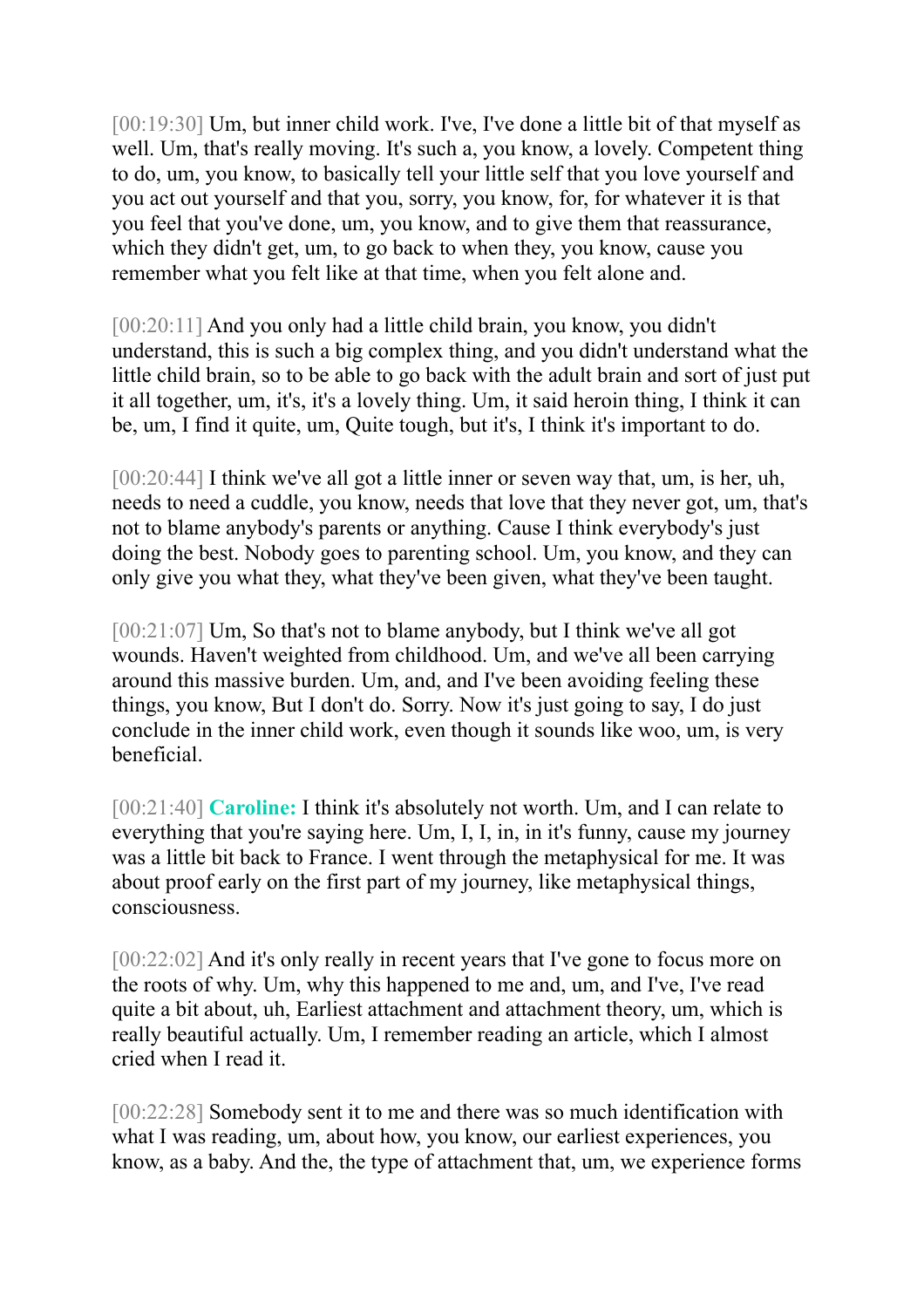[00:19:30] Um, but inner child work. I've, I've done a little bit of that myself as well. Um, that's really moving. It's such a, you know, a lovely. Competent thing to do, um, you know, to basically tell your little self that you love yourself and you act out yourself and that you, sorry, you know, for, for whatever it is that you feel that you've done, um, you know, and to give them that reassurance, which they didn't get, um, to go back to when they, you know, cause you remember what you felt like at that time, when you felt alone and.

[00:20:11] And you only had a little child brain, you know, you didn't understand, this is such a big complex thing, and you didn't understand what the little child brain, so to be able to go back with the adult brain and sort of just put it all together, um, it's, it's a lovely thing. Um, it said heroin thing, I think it can be, um, I find it quite, um, Quite tough, but it's, I think it's important to do.

[00:20:44] I think we've all got a little inner or seven way that, um, is her, uh, needs to need a cuddle, you know, needs that love that they never got, um, that's not to blame anybody's parents or anything. Cause I think everybody's just doing the best. Nobody goes to parenting school. Um, you know, and they can only give you what they, what they've been given, what they've been taught.

[00:21:07] Um, So that's not to blame anybody, but I think we've all got wounds. Haven't weighted from childhood. Um, and we've all been carrying around this massive burden. Um, and, and I've been avoiding feeling these things, you know, But I don't do. Sorry. Now it's just going to say, I do just conclude in the inner child work, even though it sounds like woo, um, is very beneficial.

[00:21:40] **Caroline:** I think it's absolutely not worth. Um, and I can relate to everything that you're saying here. Um, I, I, in, in it's funny, cause my journey was a little bit back to France. I went through the metaphysical for me. It was about proof early on the first part of my journey, like metaphysical things, consciousness.

[00:22:02] And it's only really in recent years that I've gone to focus more on the roots of why. Um, why this happened to me and, um, and I've, I've read quite a bit about, uh, Earliest attachment and attachment theory, um, which is really beautiful actually. Um, I remember reading an article, which I almost cried when I read it.

[00:22:28] Somebody sent it to me and there was so much identification with what I was reading, um, about how, you know, our earliest experiences, you know, as a baby. And the, the type of attachment that, um, we experience forms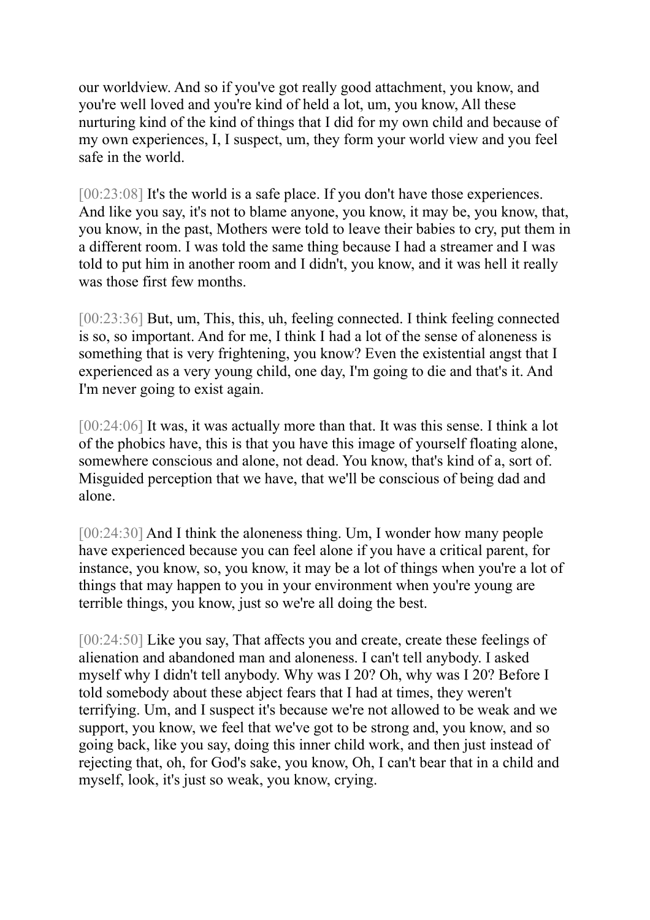our worldview. And so if you've got really good attachment, you know, and you're well loved and you're kind of held a lot, um, you know, All these nurturing kind of the kind of things that I did for my own child and because of my own experiences, I, I suspect, um, they form your world view and you feel safe in the world.

[00:23:08] It's the world is a safe place. If you don't have those experiences. And like you say, it's not to blame anyone, you know, it may be, you know, that, you know, in the past, Mothers were told to leave their babies to cry, put them in a different room. I was told the same thing because I had a streamer and I was told to put him in another room and I didn't, you know, and it was hell it really was those first few months.

[00:23:36] But, um, This, this, uh, feeling connected. I think feeling connected is so, so important. And for me, I think I had a lot of the sense of aloneness is something that is very frightening, you know? Even the existential angst that I experienced as a very young child, one day, I'm going to die and that's it. And I'm never going to exist again.

[00:24:06] It was, it was actually more than that. It was this sense. I think a lot of the phobics have, this is that you have this image of yourself floating alone, somewhere conscious and alone, not dead. You know, that's kind of a, sort of. Misguided perception that we have, that we'll be conscious of being dad and alone.

[00:24:30] And I think the aloneness thing. Um, I wonder how many people have experienced because you can feel alone if you have a critical parent, for instance, you know, so, you know, it may be a lot of things when you're a lot of things that may happen to you in your environment when you're young are terrible things, you know, just so we're all doing the best.

[00:24:50] Like you say, That affects you and create, create these feelings of alienation and abandoned man and aloneness. I can't tell anybody. I asked myself why I didn't tell anybody. Why was I 20? Oh, why was I 20? Before I told somebody about these abject fears that I had at times, they weren't terrifying. Um, and I suspect it's because we're not allowed to be weak and we support, you know, we feel that we've got to be strong and, you know, and so going back, like you say, doing this inner child work, and then just instead of rejecting that, oh, for God's sake, you know, Oh, I can't bear that in a child and myself, look, it's just so weak, you know, crying.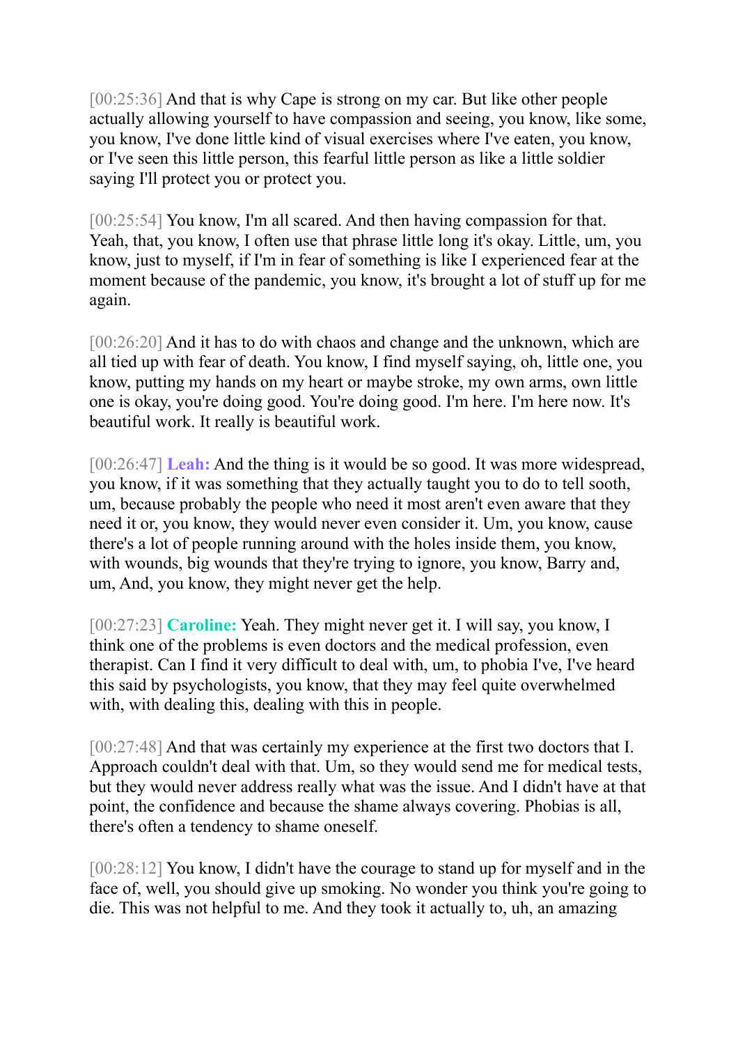[00:25:36] And that is why Cape is strong on my car. But like other people actually allowing yourself to have compassion and seeing, you know, like some, you know, I've done little kind of visual exercises where I've eaten, you know, or I've seen this little person, this fearful little person as like a little soldier saying I'll protect you or protect you.

[00:25:54] You know, I'm all scared. And then having compassion for that. Yeah, that, you know, I often use that phrase little long it's okay. Little, um, you know, just to myself, if I'm in fear of something is like I experienced fear at the moment because of the pandemic, you know, it's brought a lot of stuff up for me again.

[00:26:20] And it has to do with chaos and change and the unknown, which are all tied up with fear of death. You know, I find myself saying, oh, little one, you know, putting my hands on my heart or maybe stroke, my own arms, own little one is okay, you're doing good. You're doing good. I'm here. I'm here now. It's beautiful work. It really is beautiful work.

[00:26:47] **Leah:** And the thing is it would be so good. It was more widespread, you know, if it was something that they actually taught you to do to tell sooth, um, because probably the people who need it most aren't even aware that they need it or, you know, they would never even consider it. Um, you know, cause there's a lot of people running around with the holes inside them, you know, with wounds, big wounds that they're trying to ignore, you know, Barry and, um, And, you know, they might never get the help.

[00:27:23] **Caroline:** Yeah. They might never get it. I will say, you know, I think one of the problems is even doctors and the medical profession, even therapist. Can I find it very difficult to deal with, um, to phobia I've, I've heard this said by psychologists, you know, that they may feel quite overwhelmed with, with dealing this, dealing with this in people.

[00:27:48] And that was certainly my experience at the first two doctors that I. Approach couldn't deal with that. Um, so they would send me for medical tests, but they would never address really what was the issue. And I didn't have at that point, the confidence and because the shame always covering. Phobias is all, there's often a tendency to shame oneself.

[00:28:12] You know, I didn't have the courage to stand up for myself and in the face of, well, you should give up smoking. No wonder you think you're going to die. This was not helpful to me. And they took it actually to, uh, an amazing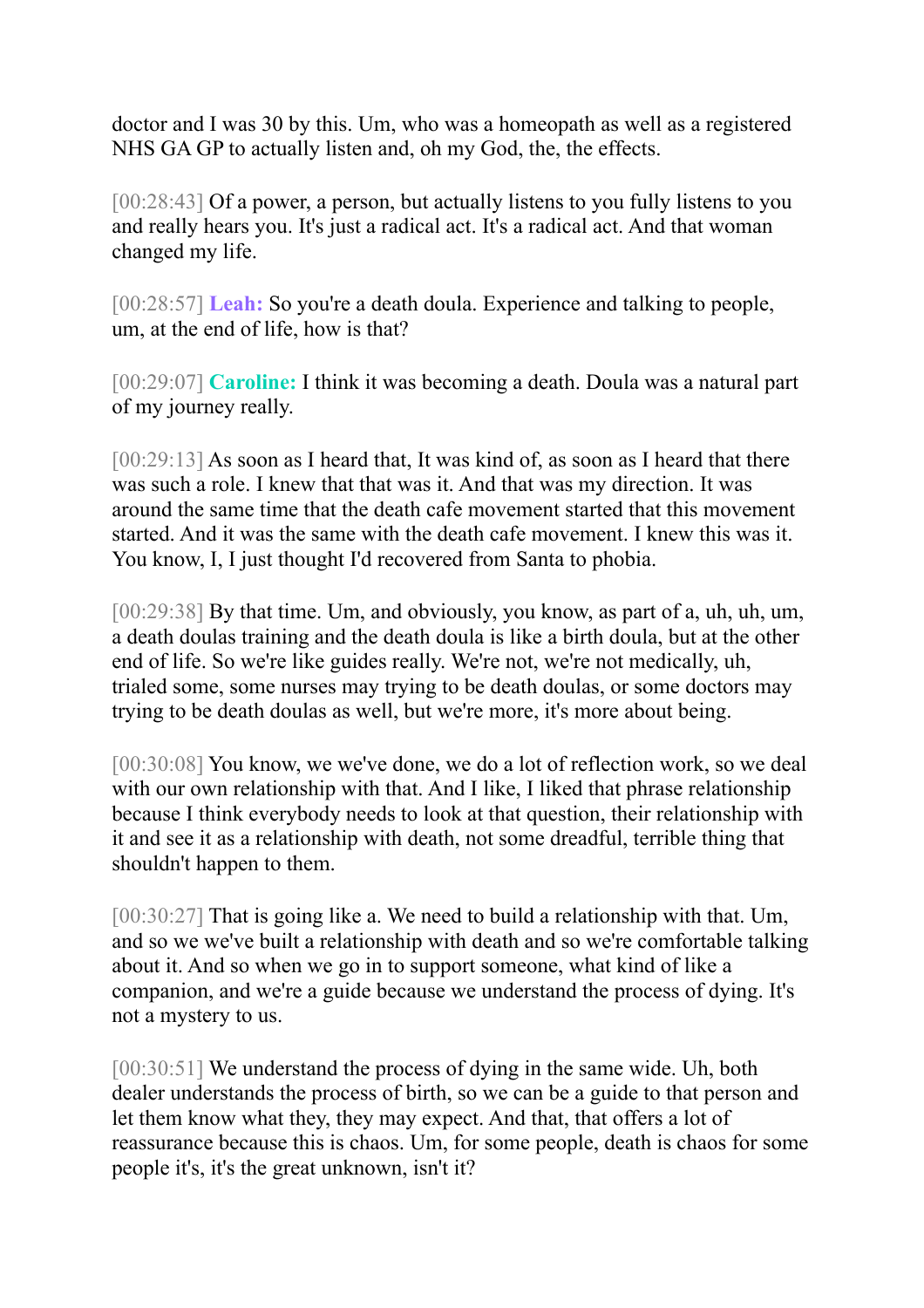doctor and I was 30 by this. Um, who was a homeopath as well as a registered NHS GA GP to actually listen and, oh my God, the, the effects.

[00:28:43] Of a power, a person, but actually listens to you fully listens to you and really hears you. It's just a radical act. It's a radical act. And that woman changed my life.

[00:28:57] **Leah:** So you're a death doula. Experience and talking to people, um, at the end of life, how is that?

[00:29:07] **Caroline:** I think it was becoming a death. Doula was a natural part of my journey really.

[00:29:13] As soon as I heard that, It was kind of, as soon as I heard that there was such a role. I knew that that was it. And that was my direction. It was around the same time that the death cafe movement started that this movement started. And it was the same with the death cafe movement. I knew this was it. You know, I, I just thought I'd recovered from Santa to phobia.

[00:29:38] By that time. Um, and obviously, you know, as part of a, uh, uh, um, a death doulas training and the death doula is like a birth doula, but at the other end of life. So we're like guides really. We're not, we're not medically, uh, trialed some, some nurses may trying to be death doulas, or some doctors may trying to be death doulas as well, but we're more, it's more about being.

[00:30:08] You know, we we've done, we do a lot of reflection work, so we deal with our own relationship with that. And I like, I liked that phrase relationship because I think everybody needs to look at that question, their relationship with it and see it as a relationship with death, not some dreadful, terrible thing that shouldn't happen to them.

[00:30:27] That is going like a. We need to build a relationship with that. Um, and so we we've built a relationship with death and so we're comfortable talking about it. And so when we go in to support someone, what kind of like a companion, and we're a guide because we understand the process of dying. It's not a mystery to us.

[00:30:51] We understand the process of dying in the same wide. Uh, both dealer understands the process of birth, so we can be a guide to that person and let them know what they, they may expect. And that, that offers a lot of reassurance because this is chaos. Um, for some people, death is chaos for some people it's, it's the great unknown, isn't it?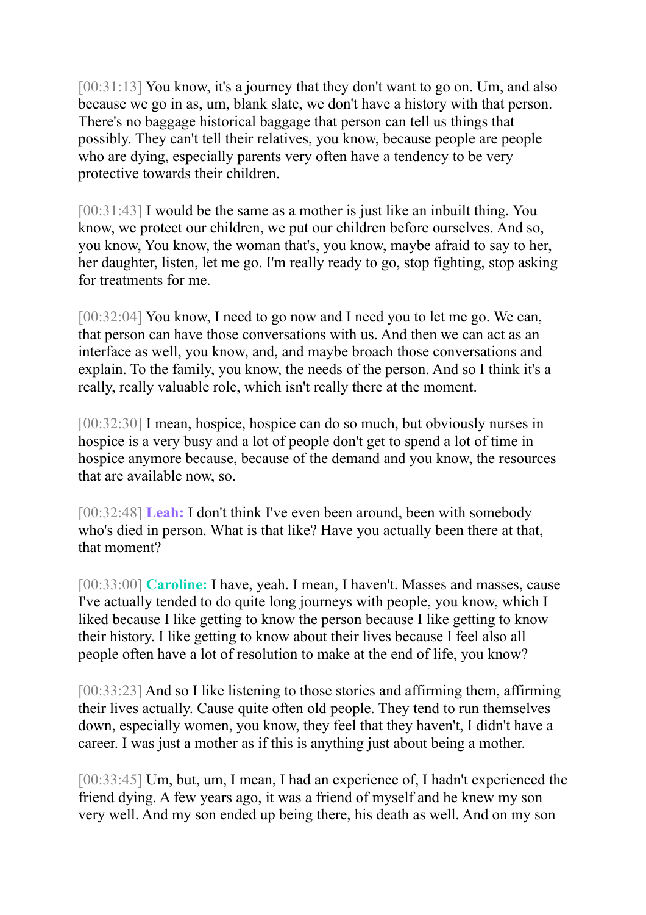[00:31:13] You know, it's a journey that they don't want to go on. Um, and also because we go in as, um, blank slate, we don't have a history with that person. There's no baggage historical baggage that person can tell us things that possibly. They can't tell their relatives, you know, because people are people who are dying, especially parents very often have a tendency to be very protective towards their children.

[00:31:43] I would be the same as a mother is just like an inbuilt thing. You know, we protect our children, we put our children before ourselves. And so, you know, You know, the woman that's, you know, maybe afraid to say to her, her daughter, listen, let me go. I'm really ready to go, stop fighting, stop asking for treatments for me.

[00:32:04] You know, I need to go now and I need you to let me go. We can, that person can have those conversations with us. And then we can act as an interface as well, you know, and, and maybe broach those conversations and explain. To the family, you know, the needs of the person. And so I think it's a really, really valuable role, which isn't really there at the moment.

[00:32:30] I mean, hospice, hospice can do so much, but obviously nurses in hospice is a very busy and a lot of people don't get to spend a lot of time in hospice anymore because, because of the demand and you know, the resources that are available now, so.

[00:32:48] **Leah:** I don't think I've even been around, been with somebody who's died in person. What is that like? Have you actually been there at that, that moment?

[00:33:00] **Caroline:** I have, yeah. I mean, I haven't. Masses and masses, cause I've actually tended to do quite long journeys with people, you know, which I liked because I like getting to know the person because I like getting to know their history. I like getting to know about their lives because I feel also all people often have a lot of resolution to make at the end of life, you know?

[00:33:23] And so I like listening to those stories and affirming them, affirming their lives actually. Cause quite often old people. They tend to run themselves down, especially women, you know, they feel that they haven't, I didn't have a career. I was just a mother as if this is anything just about being a mother.

[00:33:45] Um, but, um, I mean, I had an experience of, I hadn't experienced the friend dying. A few years ago, it was a friend of myself and he knew my son very well. And my son ended up being there, his death as well. And on my son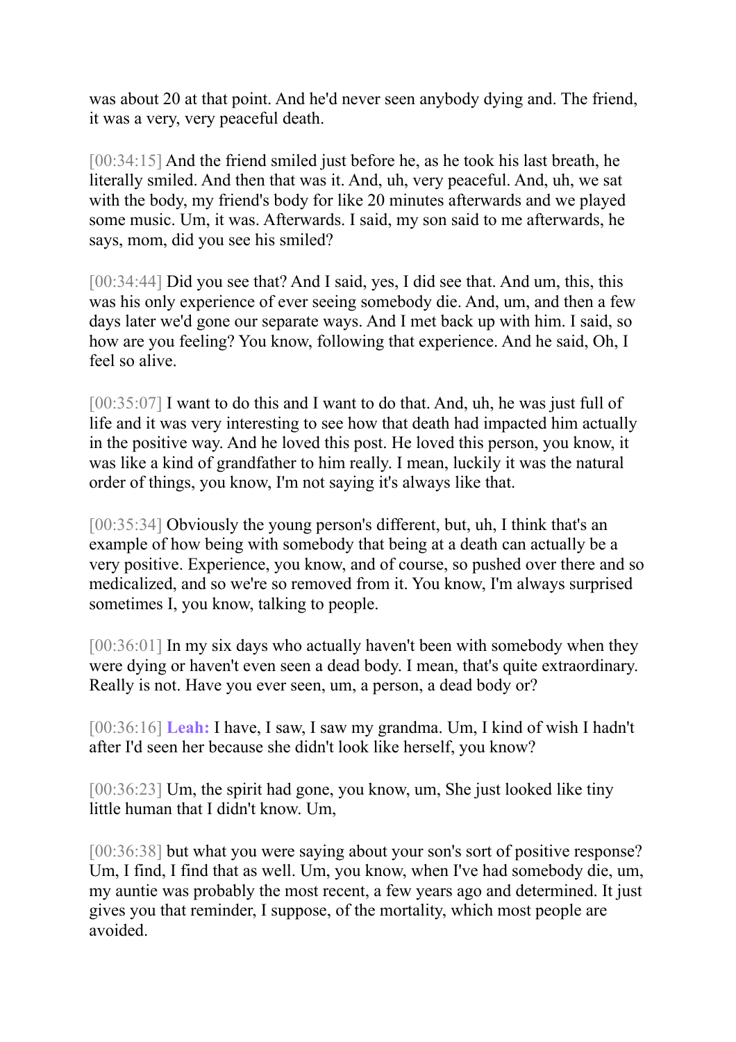was about 20 at that point. And he'd never seen anybody dying and. The friend, it was a very, very peaceful death.

[00:34:15] And the friend smiled just before he, as he took his last breath, he literally smiled. And then that was it. And, uh, very peaceful. And, uh, we sat with the body, my friend's body for like 20 minutes afterwards and we played some music. Um, it was. Afterwards. I said, my son said to me afterwards, he says, mom, did you see his smiled?

[00:34:44] Did you see that? And I said, yes, I did see that. And um, this, this was his only experience of ever seeing somebody die. And, um, and then a few days later we'd gone our separate ways. And I met back up with him. I said, so how are you feeling? You know, following that experience. And he said, Oh, I feel so alive.

[00:35:07] I want to do this and I want to do that. And, uh, he was just full of life and it was very interesting to see how that death had impacted him actually in the positive way. And he loved this post. He loved this person, you know, it was like a kind of grandfather to him really. I mean, luckily it was the natural order of things, you know, I'm not saying it's always like that.

[00:35:34] Obviously the young person's different, but, uh, I think that's an example of how being with somebody that being at a death can actually be a very positive. Experience, you know, and of course, so pushed over there and so medicalized, and so we're so removed from it. You know, I'm always surprised sometimes I, you know, talking to people.

[00:36:01] In my six days who actually haven't been with somebody when they were dying or haven't even seen a dead body. I mean, that's quite extraordinary. Really is not. Have you ever seen, um, a person, a dead body or?

[00:36:16] **Leah:** I have, I saw, I saw my grandma. Um, I kind of wish I hadn't after I'd seen her because she didn't look like herself, you know?

[00:36:23] Um, the spirit had gone, you know, um, She just looked like tiny little human that I didn't know. Um,

[00:36:38] but what you were saying about your son's sort of positive response? Um, I find, I find that as well. Um, you know, when I've had somebody die, um, my auntie was probably the most recent, a few years ago and determined. It just gives you that reminder, I suppose, of the mortality, which most people are avoided.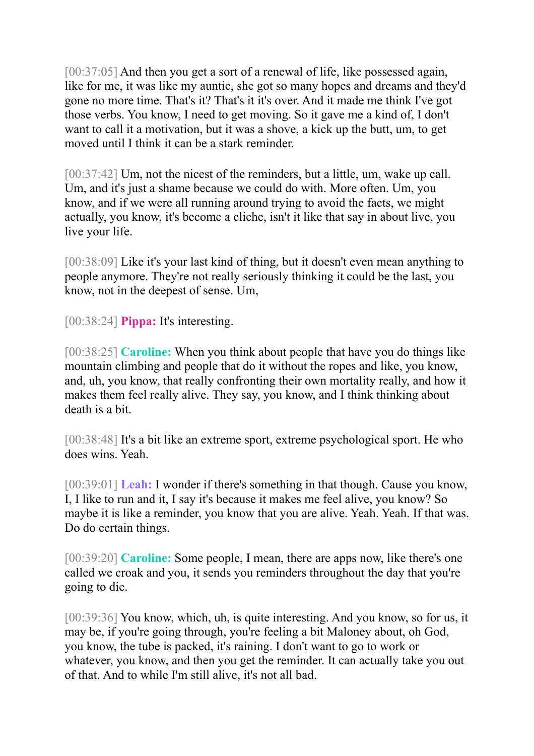[00:37:05] And then you get a sort of a renewal of life, like possessed again, like for me, it was like my auntie, she got so many hopes and dreams and they'd gone no more time. That's it? That's it it's over. And it made me think I've got those verbs. You know, I need to get moving. So it gave me a kind of, I don't want to call it a motivation, but it was a shove, a kick up the butt, um, to get moved until I think it can be a stark reminder.

[00:37:42] Um, not the nicest of the reminders, but a little, um, wake up call. Um, and it's just a shame because we could do with. More often. Um, you know, and if we were all running around trying to avoid the facts, we might actually, you know, it's become a cliche, isn't it like that say in about live, you live your life.

[00:38:09] Like it's your last kind of thing, but it doesn't even mean anything to people anymore. They're not really seriously thinking it could be the last, you know, not in the deepest of sense. Um,

[00:38:24] **Pippa:** It's interesting.

[00:38:25] **Caroline:** When you think about people that have you do things like mountain climbing and people that do it without the ropes and like, you know, and, uh, you know, that really confronting their own mortality really, and how it makes them feel really alive. They say, you know, and I think thinking about death is a bit.

[00:38:48] It's a bit like an extreme sport, extreme psychological sport. He who does wins. Yeah.

[00:39:01] **Leah:** I wonder if there's something in that though. Cause you know, I, I like to run and it, I say it's because it makes me feel alive, you know? So maybe it is like a reminder, you know that you are alive. Yeah. Yeah. If that was. Do do certain things.

[00:39:20] **Caroline:** Some people, I mean, there are apps now, like there's one called we croak and you, it sends you reminders throughout the day that you're going to die.

[00:39:36] You know, which, uh, is quite interesting. And you know, so for us, it may be, if you're going through, you're feeling a bit Maloney about, oh God, you know, the tube is packed, it's raining. I don't want to go to work or whatever, you know, and then you get the reminder. It can actually take you out of that. And to while I'm still alive, it's not all bad.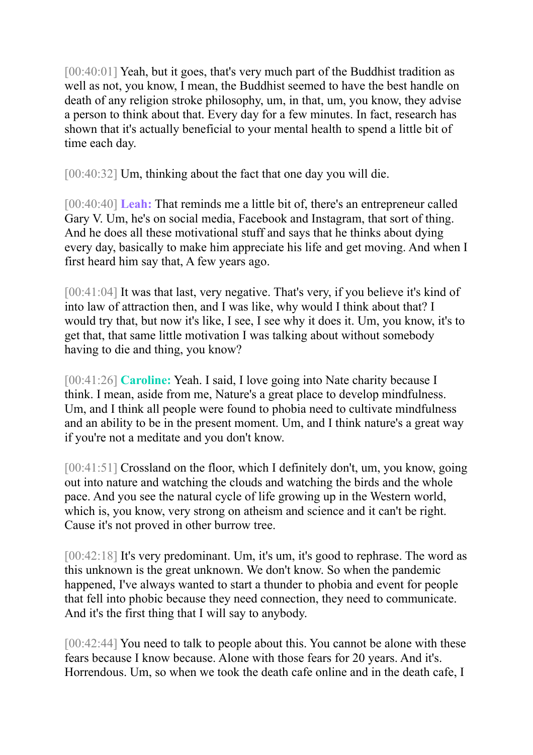[00:40:01] Yeah, but it goes, that's very much part of the Buddhist tradition as well as not, you know, I mean, the Buddhist seemed to have the best handle on death of any religion stroke philosophy, um, in that, um, you know, they advise a person to think about that. Every day for a few minutes. In fact, research has shown that it's actually beneficial to your mental health to spend a little bit of time each day.

[00:40:32] Um, thinking about the fact that one day you will die.

[00:40:40] **Leah:** That reminds me a little bit of, there's an entrepreneur called Gary V. Um, he's on social media, Facebook and Instagram, that sort of thing. And he does all these motivational stuff and says that he thinks about dying every day, basically to make him appreciate his life and get moving. And when I first heard him say that, A few years ago.

[00:41:04] It was that last, very negative. That's very, if you believe it's kind of into law of attraction then, and I was like, why would I think about that? I would try that, but now it's like, I see, I see why it does it. Um, you know, it's to get that, that same little motivation I was talking about without somebody having to die and thing, you know?

[00:41:26] **Caroline:** Yeah. I said, I love going into Nate charity because I think. I mean, aside from me, Nature's a great place to develop mindfulness. Um, and I think all people were found to phobia need to cultivate mindfulness and an ability to be in the present moment. Um, and I think nature's a great way if you're not a meditate and you don't know.

[00:41:51] Crossland on the floor, which I definitely don't, um, you know, going out into nature and watching the clouds and watching the birds and the whole pace. And you see the natural cycle of life growing up in the Western world, which is, you know, very strong on atheism and science and it can't be right. Cause it's not proved in other burrow tree.

[00:42:18] It's very predominant. Um, it's um, it's good to rephrase. The word as this unknown is the great unknown. We don't know. So when the pandemic happened, I've always wanted to start a thunder to phobia and event for people that fell into phobic because they need connection, they need to communicate. And it's the first thing that I will say to anybody.

[00:42:44] You need to talk to people about this. You cannot be alone with these fears because I know because. Alone with those fears for 20 years. And it's. Horrendous. Um, so when we took the death cafe online and in the death cafe, I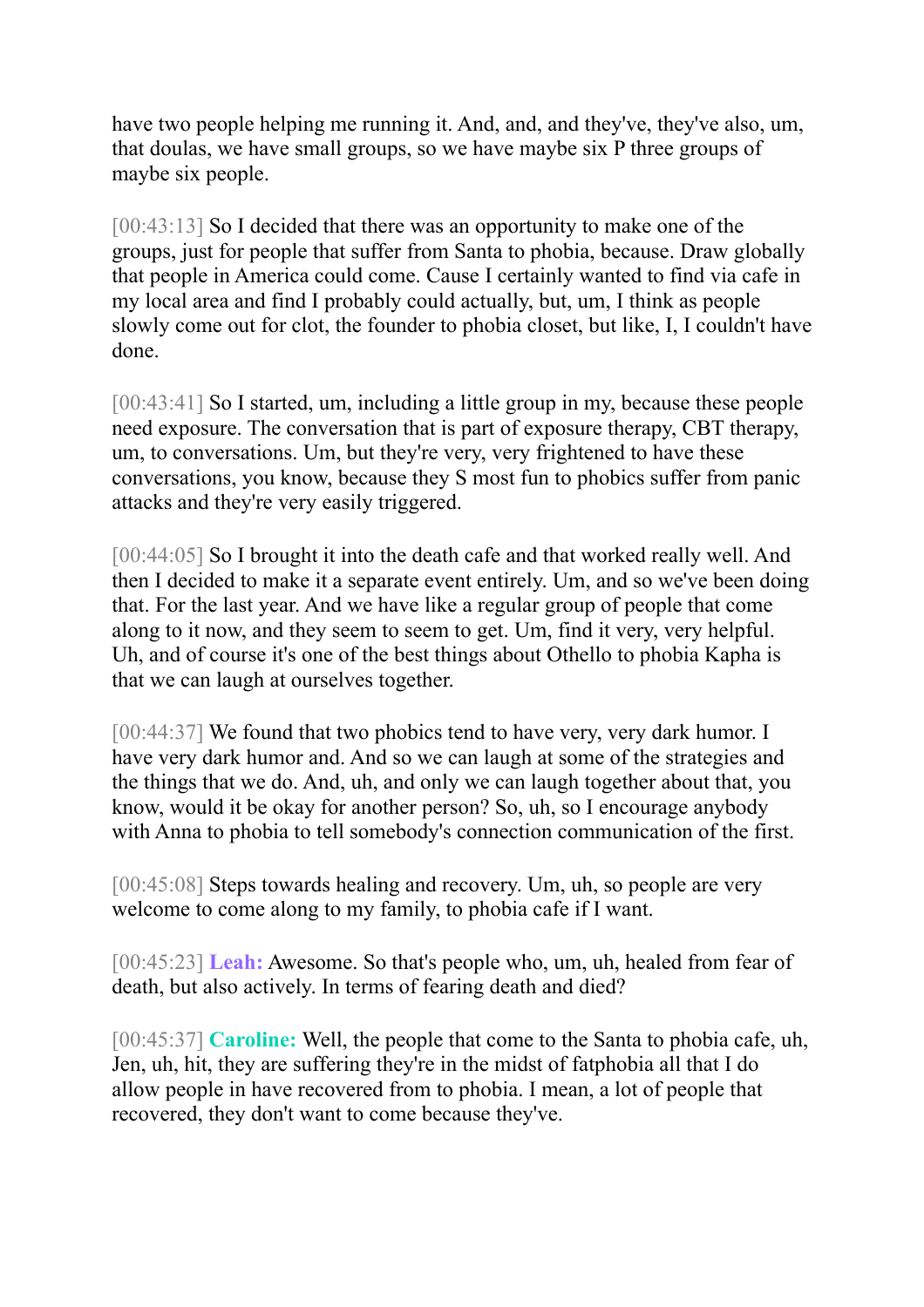have two people helping me running it. And, and, and they've, they've also, um, that doulas, we have small groups, so we have maybe six P three groups of maybe six people.

[00:43:13] So I decided that there was an opportunity to make one of the groups, just for people that suffer from Santa to phobia, because. Draw globally that people in America could come. Cause I certainly wanted to find via cafe in my local area and find I probably could actually, but, um, I think as people slowly come out for clot, the founder to phobia closet, but like, I, I couldn't have done.

[00:43:41] So I started, um, including a little group in my, because these people need exposure. The conversation that is part of exposure therapy, CBT therapy, um, to conversations. Um, but they're very, very frightened to have these conversations, you know, because they S most fun to phobics suffer from panic attacks and they're very easily triggered.

[00:44:05] So I brought it into the death cafe and that worked really well. And then I decided to make it a separate event entirely. Um, and so we've been doing that. For the last year. And we have like a regular group of people that come along to it now, and they seem to seem to get. Um, find it very, very helpful. Uh, and of course it's one of the best things about Othello to phobia Kapha is that we can laugh at ourselves together.

[00:44:37] We found that two phobics tend to have very, very dark humor. I have very dark humor and. And so we can laugh at some of the strategies and the things that we do. And, uh, and only we can laugh together about that, you know, would it be okay for another person? So, uh, so I encourage anybody with Anna to phobia to tell somebody's connection communication of the first.

[00:45:08] Steps towards healing and recovery. Um, uh, so people are very welcome to come along to my family, to phobia cafe if I want.

[00:45:23] **Leah:** Awesome. So that's people who, um, uh, healed from fear of death, but also actively. In terms of fearing death and died?

[00:45:37] **Caroline:** Well, the people that come to the Santa to phobia cafe, uh, Jen, uh, hit, they are suffering they're in the midst of fatphobia all that I do allow people in have recovered from to phobia. I mean, a lot of people that recovered, they don't want to come because they've.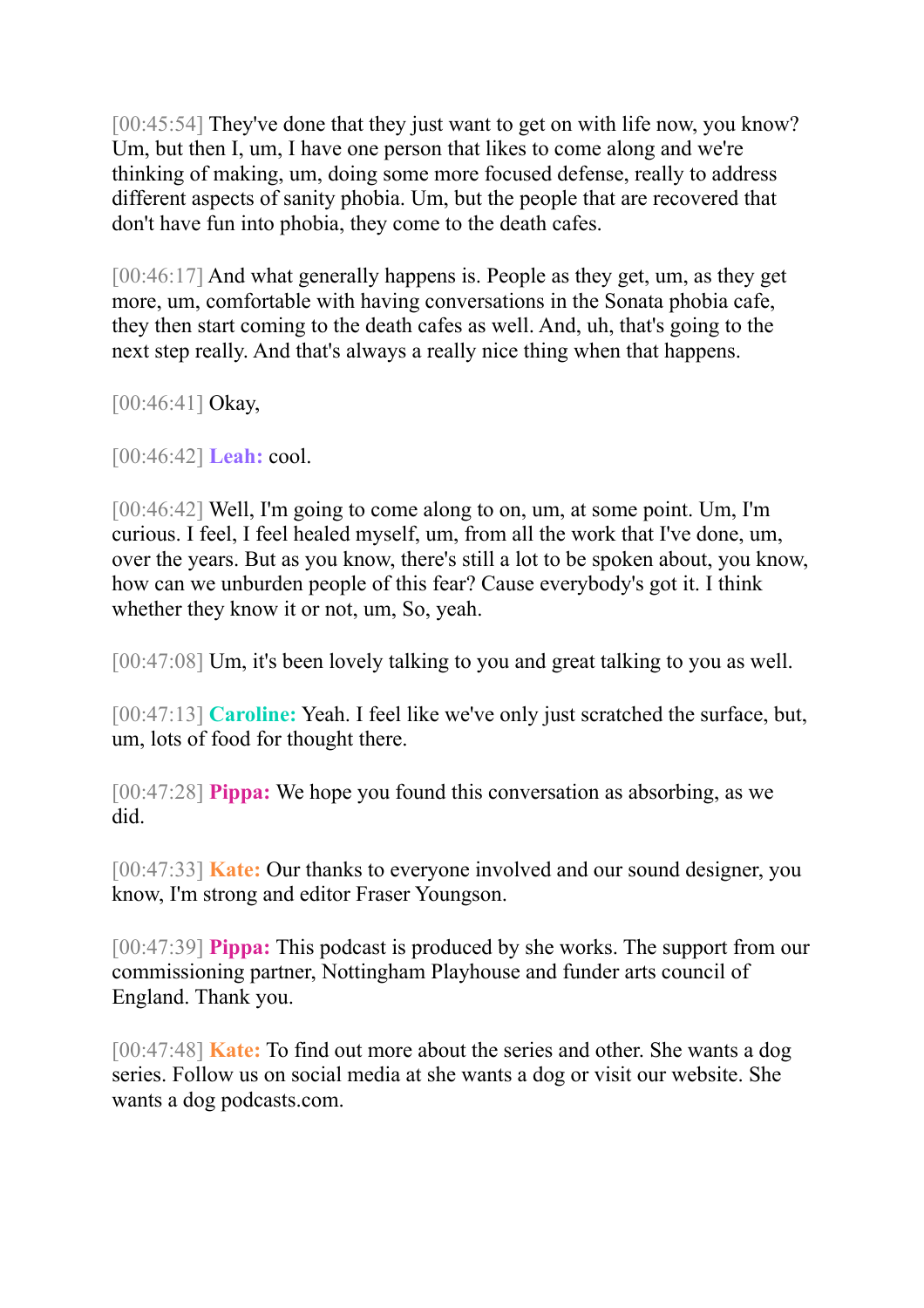[00:45:54] They've done that they just want to get on with life now, you know? Um, but then I, um, I have one person that likes to come along and we're thinking of making, um, doing some more focused defense, really to address different aspects of sanity phobia. Um, but the people that are recovered that don't have fun into phobia, they come to the death cafes.

[00:46:17] And what generally happens is. People as they get, um, as they get more, um, comfortable with having conversations in the Sonata phobia cafe, they then start coming to the death cafes as well. And, uh, that's going to the next step really. And that's always a really nice thing when that happens.

[00:46:41] Okay,

[00:46:42] **Leah:** cool.

[00:46:42] Well, I'm going to come along to on, um, at some point. Um, I'm curious. I feel, I feel healed myself, um, from all the work that I've done, um, over the years. But as you know, there's still a lot to be spoken about, you know, how can we unburden people of this fear? Cause everybody's got it. I think whether they know it or not, um, So, yeah.

[00:47:08] Um, it's been lovely talking to you and great talking to you as well.

[00:47:13] **Caroline:** Yeah. I feel like we've only just scratched the surface, but, um, lots of food for thought there.

[00:47:28] **Pippa:** We hope you found this conversation as absorbing, as we did.

[00:47:33] **Kate:** Our thanks to everyone involved and our sound designer, you know, I'm strong and editor Fraser Youngson.

[00:47:39] **Pippa:** This podcast is produced by she works. The support from our commissioning partner, Nottingham Playhouse and funder arts council of England. Thank you.

[00:47:48] **Kate:** To find out more about the series and other. She wants a dog series. Follow us on social media at she wants a dog or visit our website. She wants a dog podcasts.com.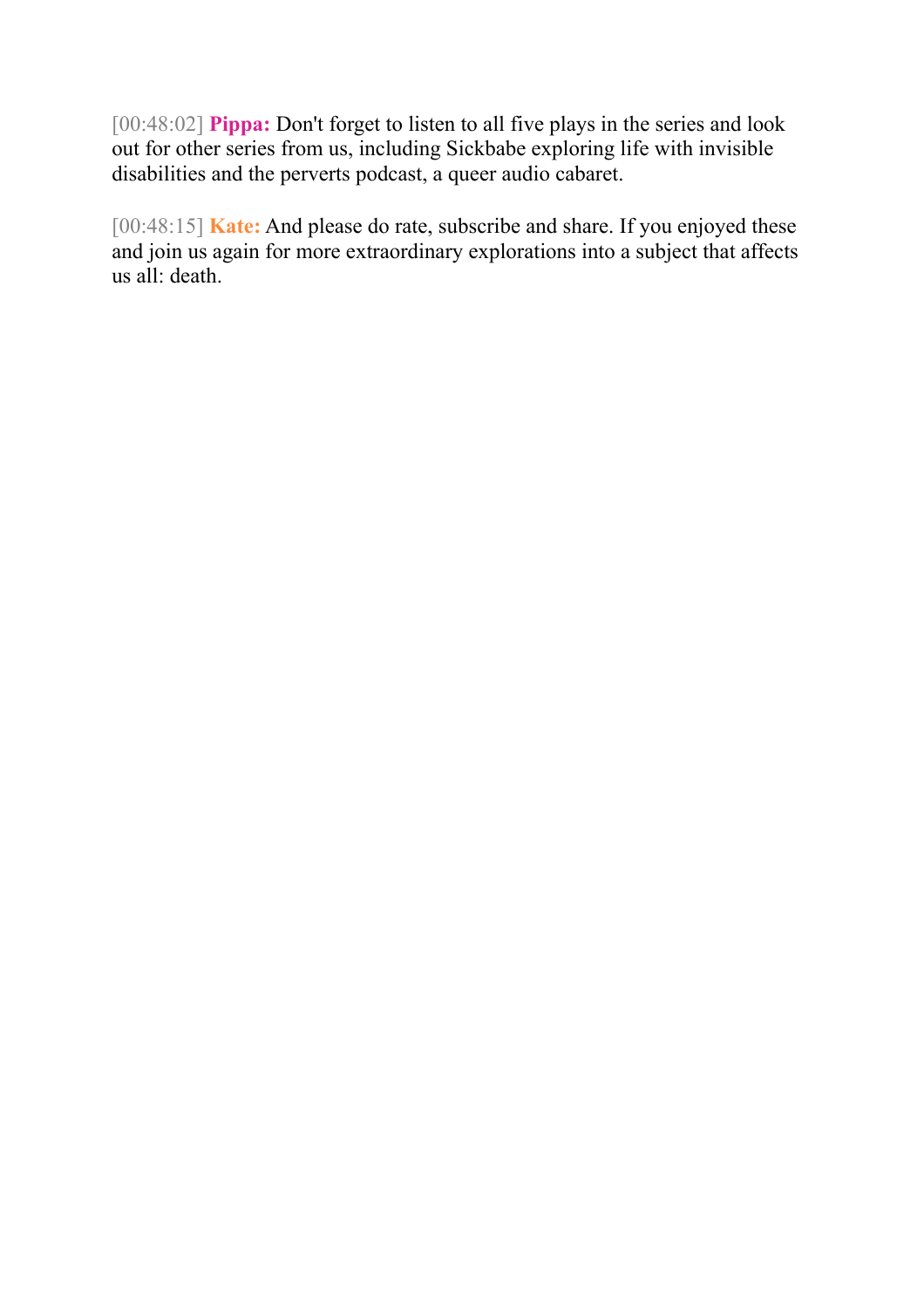[00:48:02] **Pippa:** Don't forget to listen to all five plays in the series and look out for other series from us, including Sickbabe exploring life with invisible disabilities and the perverts podcast, a queer audio cabaret.

[00:48:15] **Kate:** And please do rate, subscribe and share. If you enjoyed these and join us again for more extraordinary explorations into a subject that affects us all: death.